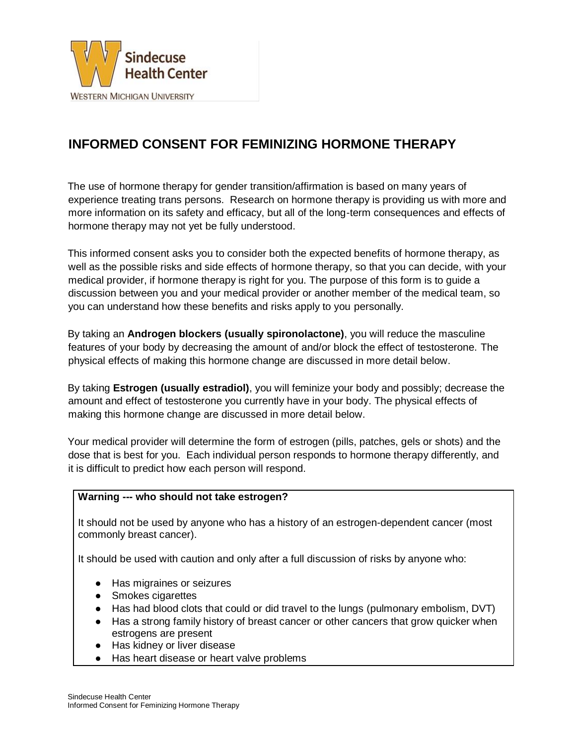# INFORMED CONSENT FOR FEMINIZING HORMONE THERAPY

The use of hormone therapy for gender transition/affirmation is based on many years of experience treating trans persons. Research on hormone therapy is providing us with more and more information on its safety and efficacy, but all of the long-term consequences and effects of hormone therapy may not yet be fully understood.

This informed consent asks you to consider both the expected benefits of hormone therapy, as well as the possible risks and side effects of hormone therapy, so that you can decide, with your medical provider, if hormone therapy is right for you. The purpose of this form is to guide a discussion between you and your medical provider or another member of the medical team, so you can understand how these benefits and risks apply to you personally.

By taking an **Androgen blockers (usually spironolactone)**, you will reduce the masculine features of your body by decreasing the amount of and/or block the effect of testosterone. The physical effects of making this hormone change are discussed in more detail below.

By taking **Estrogen (usually estradiol)**, you will feminize your body and possibly; decrease the amount and effect of testosterone you currently have in your body. The physical effects of making this hormone change are discussed in more detail below.

Your medical provider will determine the form of estrogen (pills, patches, gels or shots) and the dose that is best for you. Each individual person responds to hormone therapy differently, and it is difficult to predict how each person will respond.

**Warning --- who should not take estrogen?**

It should not be used by anyone who has a history of an estrogen-dependent cancer (most commonly breast cancer).

It should be used with caution and only after a full discussion of risks by anyone who:

- Has migraines or seizures
- Smokes cigarettes
- Has had blood clots that could or did travel to the lungs (pulmonary embolism, DVT)
- Has a strong family history of breast cancer or other cancers that grow quicker when estrogens are present
- Has kidney or liver disease
- Has heart disease or heart valve problems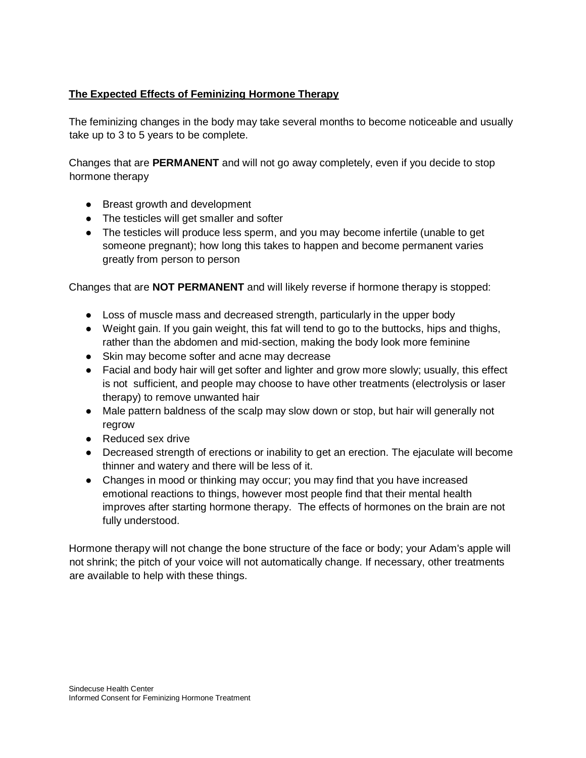## The Expected Effects of Feminizing Hormone Therapy

The feminizing changes in the body may take several months to become noticeable and usually take up to 3 to 5 years to be complete.

Changes that are **PERMANENT** and will not go away completely, even if you decide to stop hormone therapy

- Breast growth and development
- The testicles will get smaller and softer
- The testicles will produce less sperm, and you may become infertile (unable to get someone pregnant); how long this takes to happen and become permanent varies greatly from person to person

Changes that are **NOT PERMANENT** and will likely reverse if hormone therapy is stopped:

- Loss of muscle mass and decreased strength, particularly in the upper body
- Weight gain. If you gain weight, this fat will tend to go to the buttocks, hips and thighs, rather than the abdomen and mid-section, making the body look more feminine
- Skin may become softer and acne may decrease
- Facial and body hair will get softer and lighter and grow more slowly; usually, this effect is not sufficient, and people may choose to have other treatments (electrolysis or laser therapy) to remove unwanted hair
- Male pattern baldness of the scalp may slow down or stop, but hair will generally not regrow
- Reduced sex drive
- Decreased strength of erections or inability to get an erection. The ejaculate will become thinner and watery and there will be less of it.
- Changes in mood or thinking may occur; you may find that you have increased emotional reactions to things, however most people find that their mental health improves after starting hormone therapy. The effects of hormones on the brain are not fully understood.

Hormone therapy will not change the bone structure of the face or body; your Adam's apple will not shrink; the pitch of your voice will not automatically change. If necessary, other treatments are available to help with these things.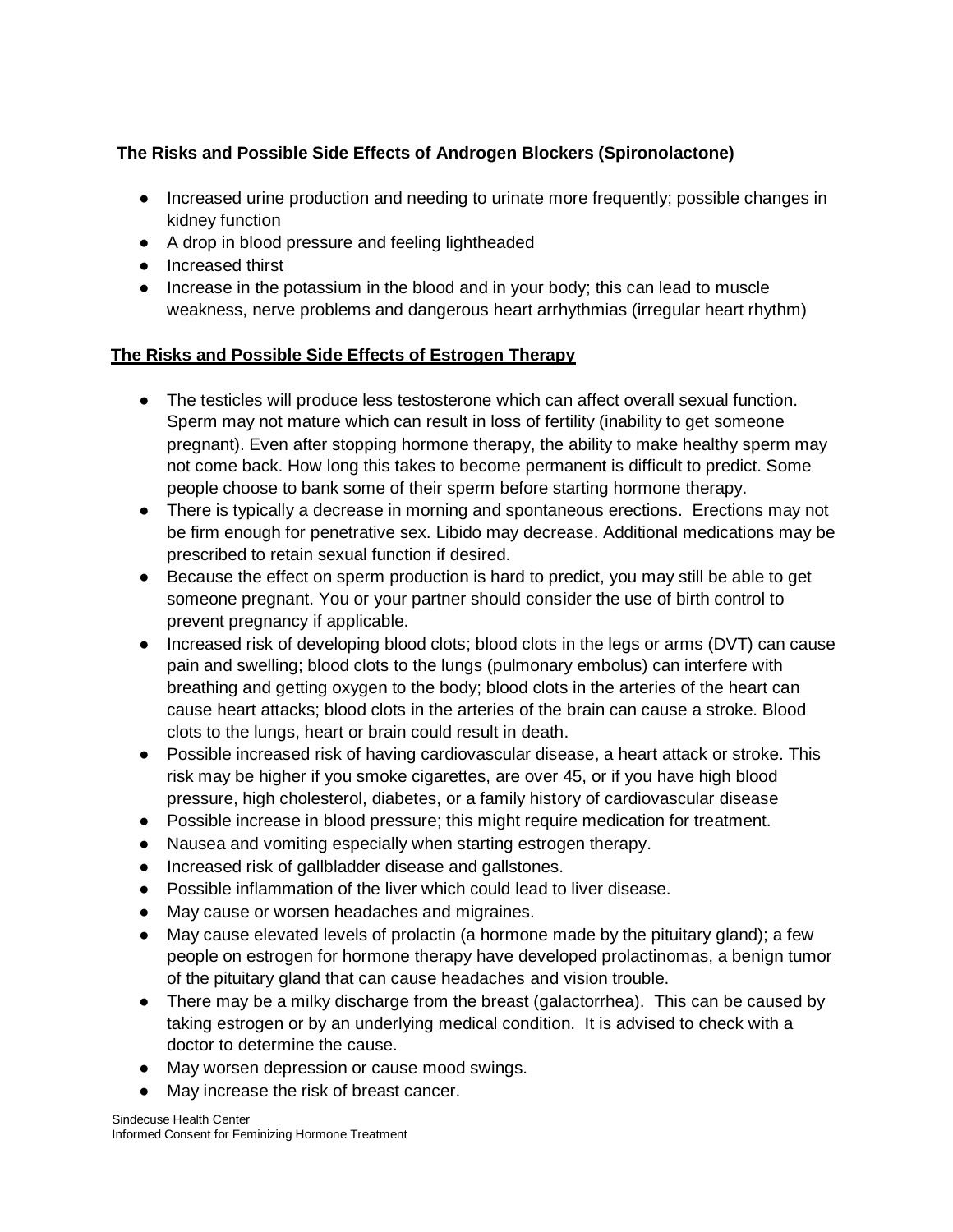**The Risks and Possible Side Effects of Androgen Blockers (Spironolactone)**

- Increased urine production and needing to urinate more frequently; possible changes in kidney function
- A drop in blood pressure and feeling lightheaded
- Increased thirst
- Increase in the potassium in the blood and in your body; this can lead to muscle weakness, nerve problems and dangerous heart arrhythmias (irregular heart rhythm)

**The Risks and Possible Side Effects of Estrogen Therapy**

- The testicles will produce less testosterone which can affect overall sexual function. Sperm may not mature which can result in loss of fertility (inability to get someone pregnant). Even after stopping hormone therapy, the ability to make healthy sperm may not come back. How long this takes to become permanent is difficult to predict. Some people choose to bank some of their sperm before starting hormone therapy.
- There is typically a decrease in morning and spontaneous erections. Erections may not be firm enough for penetrative sex. Libido may decrease. Additional medications may be prescribed to retain sexual function if desired.
- Because the effect on sperm production is hard to predict, you may still be able to get someone pregnant. You or your partner should consider the use of birth control to prevent pregnancy if applicable.
- Increased risk of developing blood clots; blood clots in the legs or arms (DVT) can cause pain and swelling; blood clots to the lungs (pulmonary embolus) can interfere with breathing and getting oxygen to the body; blood clots in the arteries of the heart can cause heart attacks; blood clots in the arteries of the brain can cause a stroke. Blood clots to the lungs, heart or brain could result in death.
- Possible increased risk of having cardiovascular disease, a heart attack or stroke. This risk may be higher if you smoke cigarettes, are over 45, or if you have high blood pressure, high cholesterol, diabetes, or a family history of cardiovascular disease
- Possible increase in blood pressure; this might require medication for treatment.
- Nausea and vomiting especially when starting estrogen therapy.
- Increased risk of gallbladder disease and gallstones.
- Possible inflammation of the liver which could lead to liver disease.
- May cause or worsen headaches and migraines.
- May cause elevated levels of prolactin (a hormone made by the pituitary gland); a few people on estrogen for hormone therapy have developed prolactinomas, a benign tumor of the pituitary gland that can cause headaches and vision trouble.
- There may be a milky discharge from the breast (galactorrhea). This can be caused by taking estrogen or by an underlying medical condition. It is advised to check with a doctor to determine the cause.
- May worsen depression or cause mood swings.
- May increase the risk of breast cancer.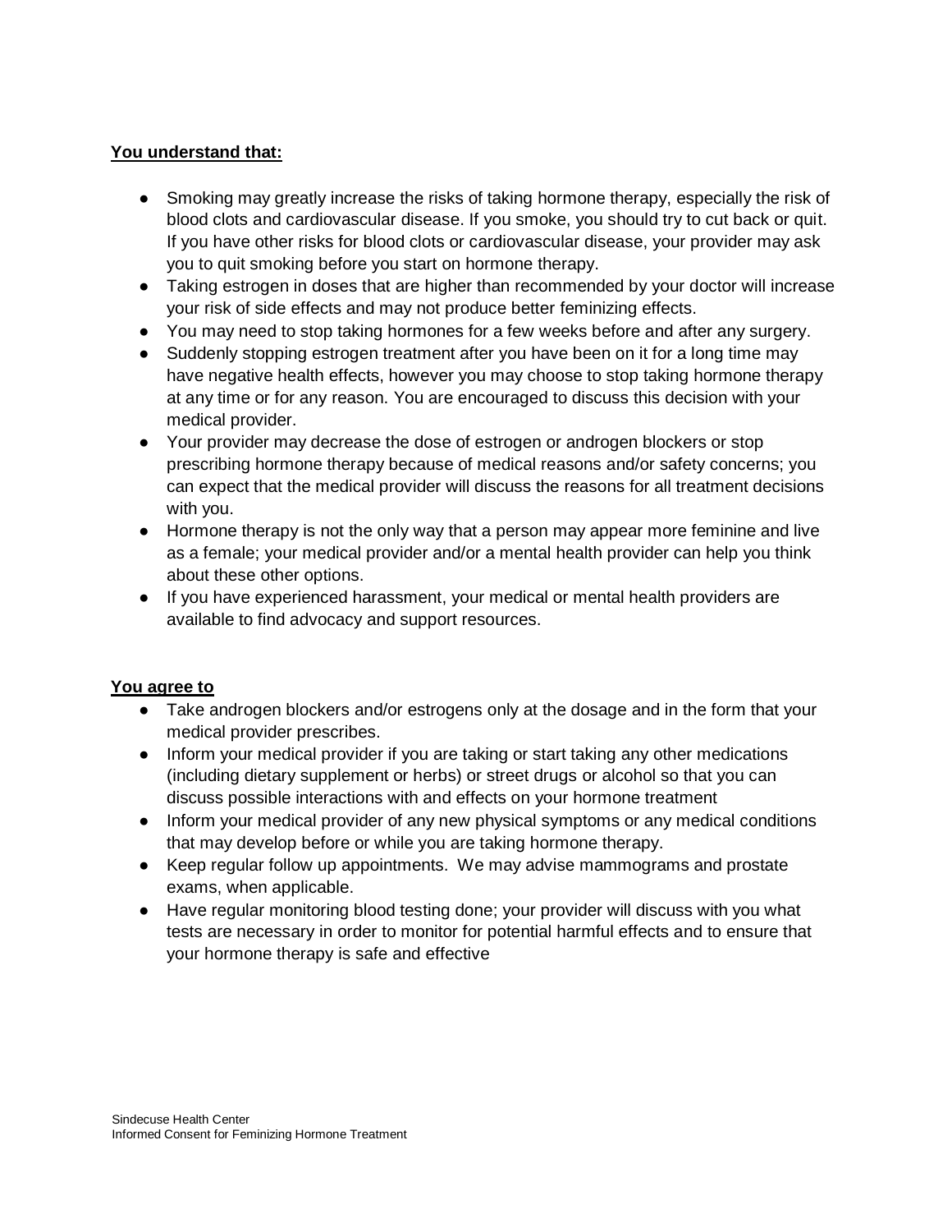**You understand that:**

- Smoking may greatly increase the risks of taking hormone therapy, especially the risk of blood clots and cardiovascular disease. If you smoke, you should try to cut back or quit. If you have other risks for blood clots or cardiovascular disease, your provider may ask you to quit smoking before you start on hormone therapy.
- Taking estrogen in doses that are higher than recommended by your doctor will increase your risk of side effects and may not produce better feminizing effects.
- You may need to stop taking hormones for a few weeks before and after any surgery.
- Suddenly stopping estrogen treatment after you have been on it for a long time may have negative health effects, however you may choose to stop taking hormone therapy at any time or for any reason. You are encouraged to discuss this decision with your medical provider.
- Your provider may decrease the dose of estrogen or androgen blockers or stop prescribing hormone therapy because of medical reasons and/or safety concerns; you can expect that the medical provider will discuss the reasons for all treatment decisions with you.
- Hormone therapy is not the only way that a person may appear more feminine and live as a female; your medical provider and/or a mental health provider can help you think about these other options.
- If you have experienced harassment, your medical or mental health providers are available to find advocacy and support resources.

**You agree to**

- Take androgen blockers and/or estrogens only at the dosage and in the form that your medical provider prescribes.
- Inform your medical provider if you are taking or start taking any other medications (including dietary supplement or herbs) or street drugs or alcohol so that you can discuss possible interactions with and effects on your hormone treatment
- Inform your medical provider of any new physical symptoms or any medical conditions that may develop before or while you are taking hormone therapy.
- Keep regular follow up appointments. We may advise mammograms and prostate exams, when applicable.
- Have regular monitoring blood testing done; your provider will discuss with you what tests are necessary in order to monitor for potential harmful effects and to ensure that your hormone therapy is safe and effective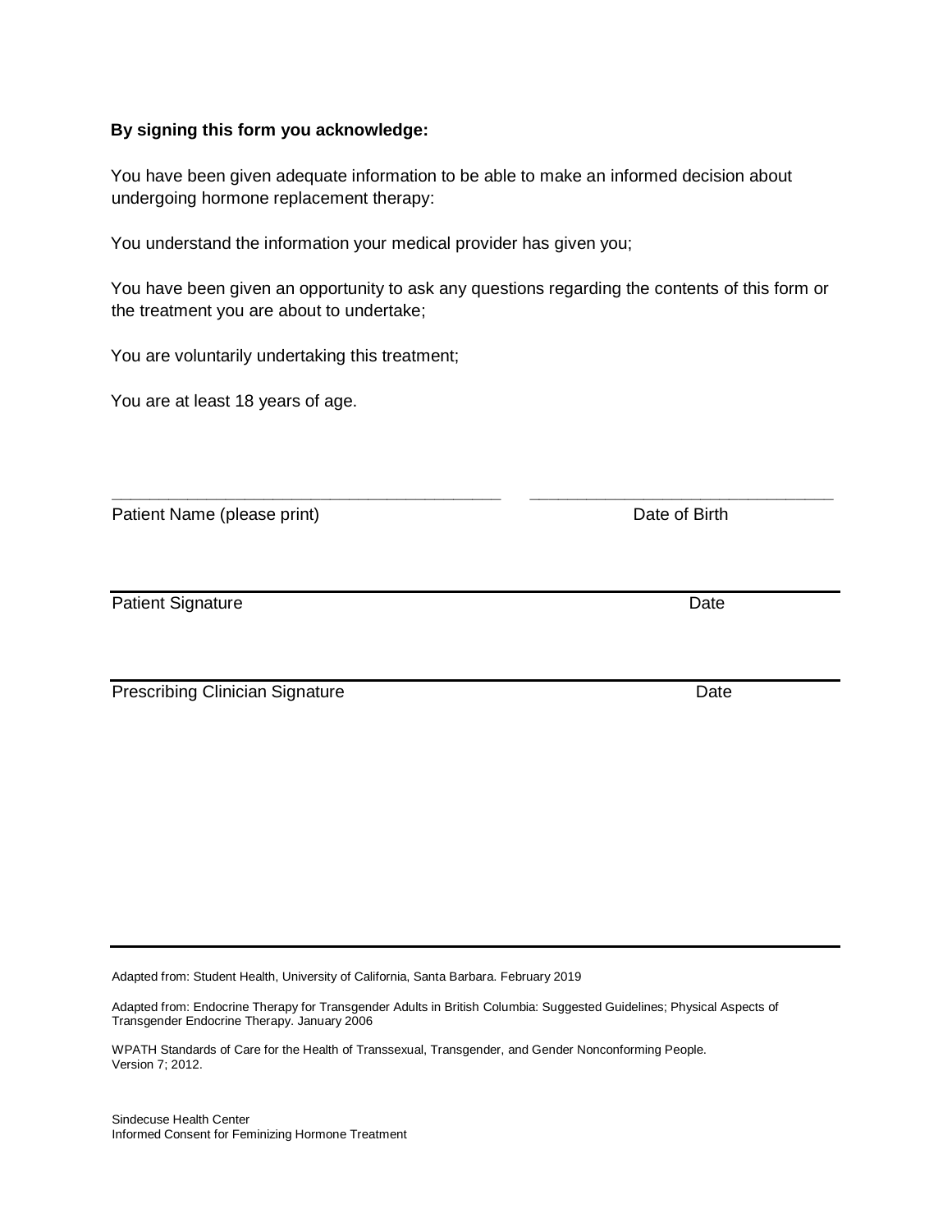**By signing this form you acknowledge:**

You have been given adequate information to be able to make an informed decision about undergoing hormone replacement therapy:

You understand the information your medical provider has given you;

You have been given an opportunity to ask any questions regarding the contents of this form or the treatment you are about to undertake;

You are voluntarily undertaking this treatment;

You are at least 18 years of age.

\_\_\_\_\_\_\_\_\_\_\_\_\_\_\_\_\_\_\_\_\_\_\_\_\_\_\_\_\_\_\_\_\_\_\_\_\_\_\_\_\_\_ \_\_\_\_\_\_\_\_\_\_\_\_\_\_\_\_\_\_\_\_\_\_\_\_\_\_\_\_\_\_\_\_\_\_

Patient Name (please print) Date of Birth

\_\_\_\_\_\_\_\_\_\_\_\_\_\_\_\_\_\_\_\_\_\_\_\_\_\_\_\_\_\_\_\_\_\_\_\_\_\_\_\_\_\_\_\_\_\_\_\_\_\_\_\_\_\_\_\_\_\_\_\_\_\_\_\_\_\_\_\_\_\_\_\_\_\_\_\_

Patient Signature Date

\_\_\_\_\_\_\_\_\_\_\_\_\_\_\_\_\_\_\_\_\_\_\_\_\_\_\_\_\_\_\_\_\_\_\_\_\_\_\_\_\_\_\_\_\_\_\_\_\_\_\_\_\_\_\_\_\_\_\_\_\_\_\_\_\_\_\_\_\_\_\_\_\_\_\_\_

Prescribing Clinician Signature Date

---

Adapted from: Student Health, University of California, Santa Barbara. February 2019

Adapted from: Endocrine Therapy for Transgender Adults in British Columbia: Suggested Guidelines; Physical Aspects of Transgender Endocrine Therapy. January 2006

WPATH Standards of Care for the Health of Transsexual, Transgender, and Gender Nonconforming People. Version 7; 2012.

Sindecuse Health Center
Informed Consent for Feminizing Hormone Treatment